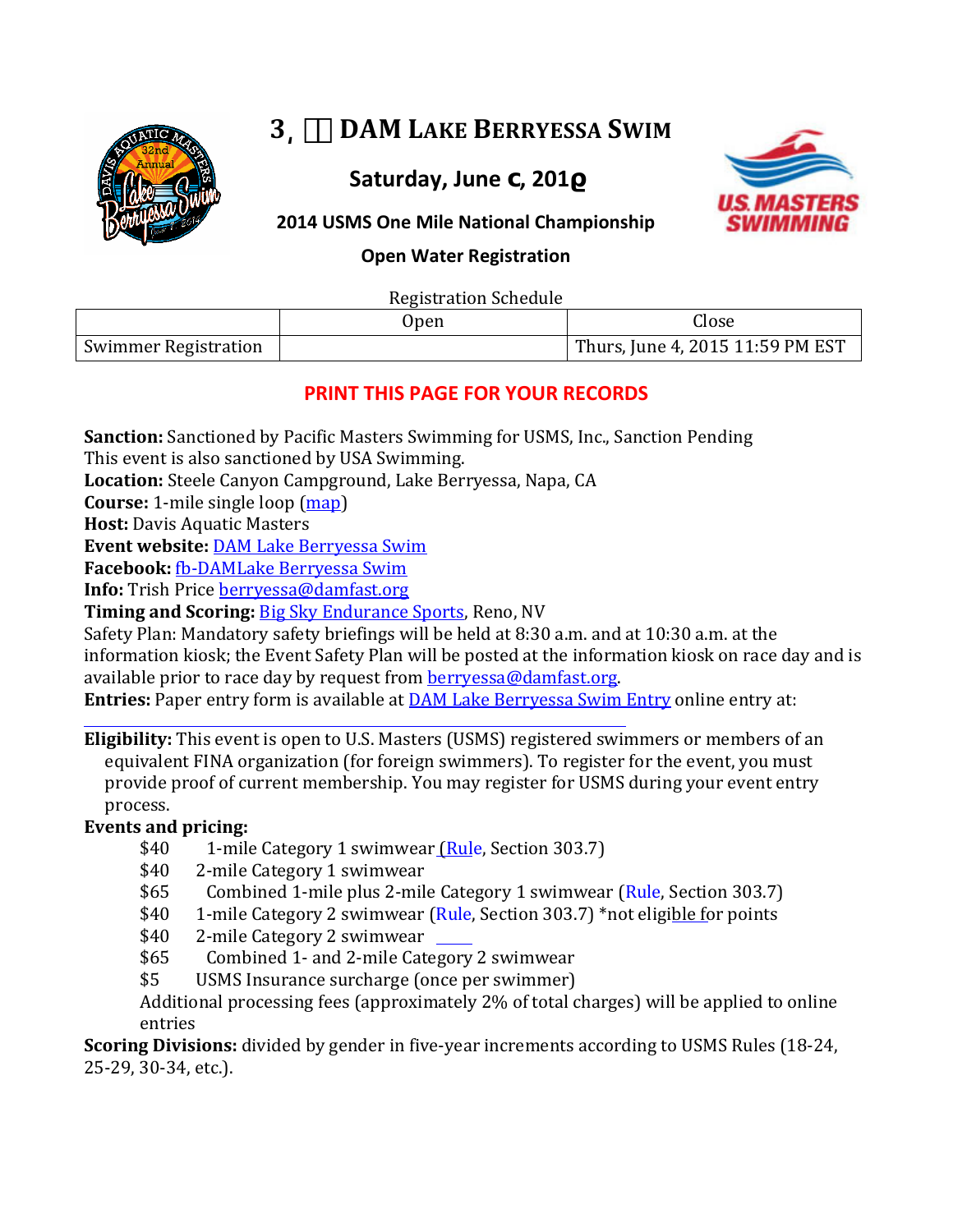# 3¸ DAM LAKE BERRYESSA SWIM

## Saturday, June c, 201ϱ

### 2014 USMS One Mile National Championship

### Open Water Registration

Registration Schedule

| | Open | Close |
|---|---|---|
| Swimmer Registration | | Thurs, June 4, 2015 11:59 PM EST |

**PRINT THIS PAGE FOR YOUR RECORDS**

**Sanction:** Sanctioned by Pacific Masters Swimming for USMS, Inc., Sanction Pending
This event is also sanctioned by USA Swimming.
**Location:** Steele Canyon Campground, Lake Berryessa, Napa, CA
**Course:** 1-mile single loop (map)
**Host:** Davis Aquatic Masters
**Event website:** DAM Lake Berryessa Swim
**Facebook:** fb-DAMLake Berryessa Swim
**Info:** Trish Price berryessa@damfast.org
**Timing and Scoring:** Big Sky Endurance Sports, Reno, NV
Safety Plan: Mandatory safety briefings will be held at 8:30 a.m. and at 10:30 a.m. at the information kiosk; the Event Safety Plan will be posted at the information kiosk on race day and is available prior to race day by request from berryessa@damfast.org.
**Entries:** Paper entry form is available at DAM Lake Berryessa Swim Entry online entry at:

**Eligibility:** This event is open to U.S. Masters (USMS) registered swimmers or members of an equivalent FINA organization (for foreign swimmers). To register for the event, you must provide proof of current membership. You may register for USMS during your event entry process.

**Events and pricing:**

- $40 1-mile Category 1 swimwear (Rule, Section 303.7)
- $40 2-mile Category 1 swimwear
- $65 Combined 1-mile plus 2-mile Category 1 swimwear (Rule, Section 303.7)
- $40 1-mile Category 2 swimwear (Rule, Section 303.7) *not eligible for points
- $40 2-mile Category 2 swimwear
- $65 Combined 1- and 2-mile Category 2 swimwear
- $5 USMS Insurance surcharge (once per swimmer)

Additional processing fees (approximately 2% of total charges) will be applied to online entries

**Scoring Divisions:** divided by gender in five-year increments according to USMS Rules (18-24, 25-29, 30-34, etc.).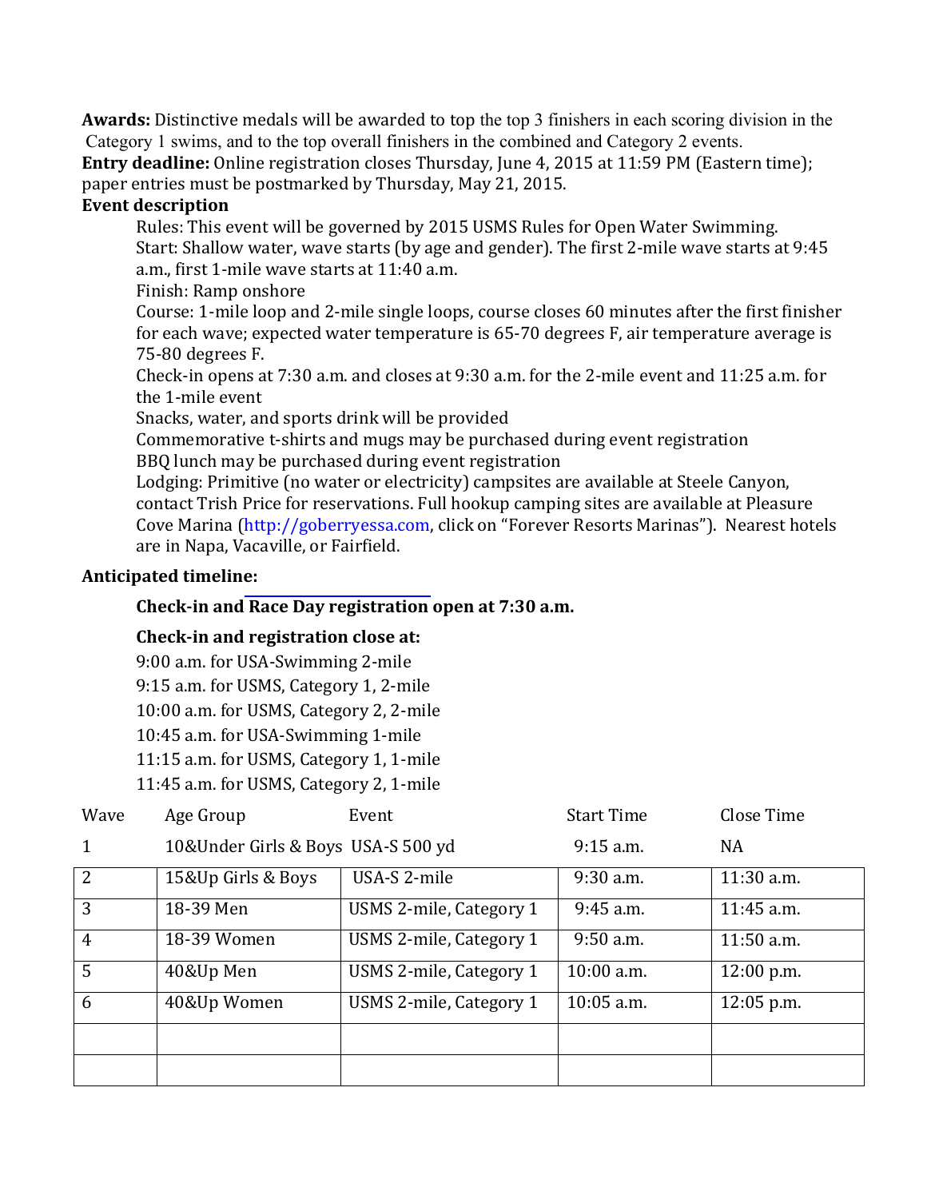**Awards:** Distinctive medals will be awarded to top the top 3 finishers in each scoring division in the Category 1 swims, and to the top overall finishers in the combined and Category 2 events.

**Entry deadline:** Online registration closes Thursday, June 4, 2015 at 11:59 PM (Eastern time); paper entries must be postmarked by Thursday, May 21, 2015.

**Event description**

Rules: This event will be governed by 2015 USMS Rules for Open Water Swimming.

Start: Shallow water, wave starts (by age and gender). The first 2-mile wave starts at 9:45 a.m., first 1-mile wave starts at 11:40 a.m.

Finish: Ramp onshore

Course: 1-mile loop and 2-mile single loops, course closes 60 minutes after the first finisher for each wave; expected water temperature is 65-70 degrees F, air temperature average is 75-80 degrees F.

Check-in opens at 7:30 a.m. and closes at 9:30 a.m. for the 2-mile event and 11:25 a.m. for the 1-mile event

Snacks, water, and sports drink will be provided

Commemorative t-shirts and mugs may be purchased during event registration

BBQ lunch may be purchased during event registration

Lodging: Primitive (no water or electricity) campsites are available at Steele Canyon, contact Trish Price for reservations. Full hookup camping sites are available at Pleasure Cove Marina (http://goberryessa.com, click on "Forever Resorts Marinas"). Nearest hotels are in Napa, Vacaville, or Fairfield.

**Anticipated timeline:**

**Check-in and Race Day registration open at 7:30 a.m.**

**Check-in and registration close at:**

9:00 a.m. for USA-Swimming 2-mile
9:15 a.m. for USMS, Category 1, 2-mile
10:00 a.m. for USMS, Category 2, 2-mile
10:45 a.m. for USA-Swimming 1-mile
11:15 a.m. for USMS, Category 1, 1-mile
11:45 a.m. for USMS, Category 2, 1-mile

| Wave | Age Group | Event | Start Time | Close Time |
|---|---|---|---|---|
| 1 | 10&Under Girls & Boys | USA-S 500 yd | 9:15 a.m. | NA |
| 2 | 15&Up Girls & Boys | USA-S 2-mile | 9:30 a.m. | 11:30 a.m. |
| 3 | 18-39 Men | USMS 2-mile, Category 1 | 9:45 a.m. | 11:45 a.m. |
| 4 | 18-39 Women | USMS 2-mile, Category 1 | 9:50 a.m. | 11:50 a.m. |
| 5 | 40&Up Men | USMS 2-mile, Category 1 | 10:00 a.m. | 12:00 p.m. |
| 6 | 40&Up Women | USMS 2-mile, Category 1 | 10:05 a.m. | 12:05 p.m. |
| | | | | |
| | | | | |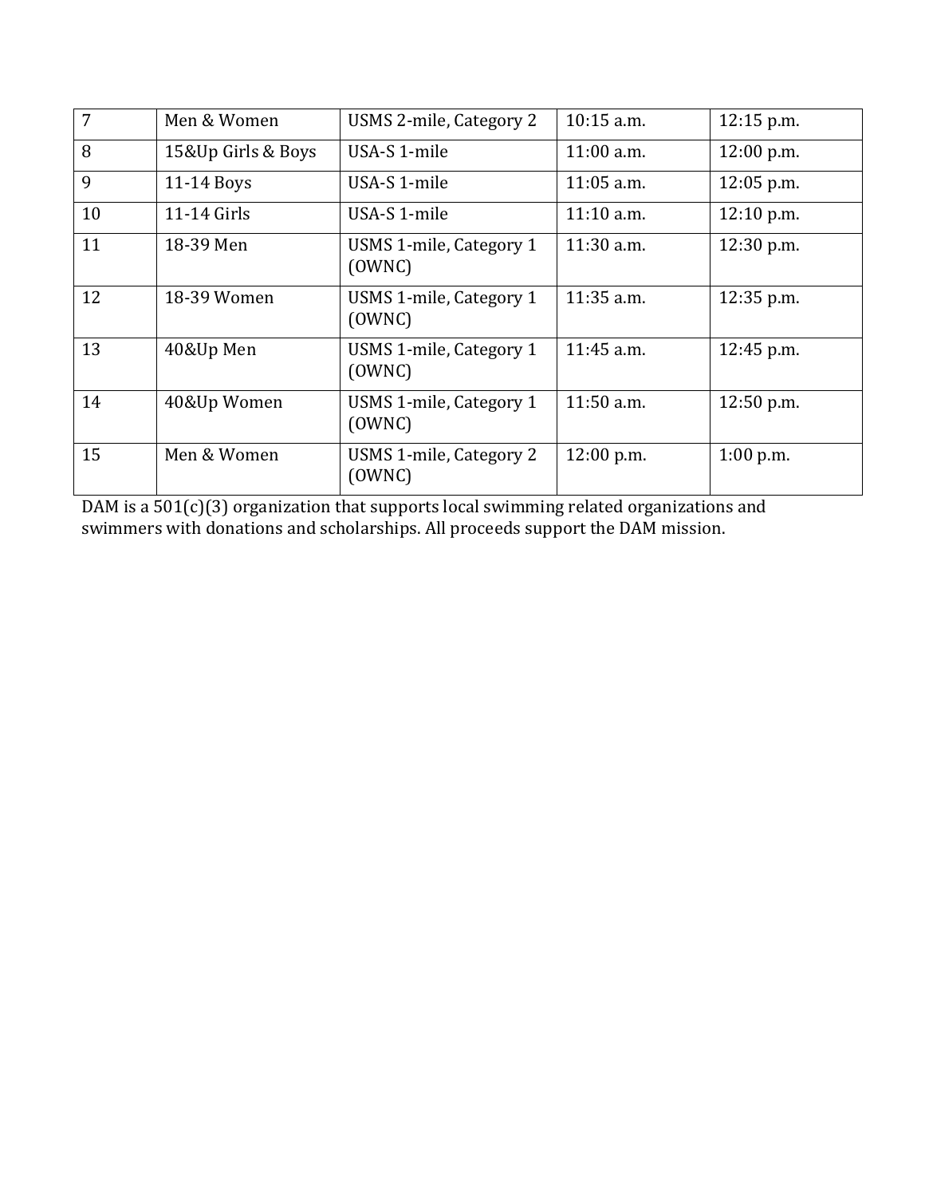| 7 | Men & Women | USMS 2-mile, Category 2 | 10:15 a.m. | 12:15 p.m. |
|---|---|---|---|---|
| 8 | 15&Up Girls & Boys | USA-S 1-mile | 11:00 a.m. | 12:00 p.m. |
| 9 | 11-14 Boys | USA-S 1-mile | 11:05 a.m. | 12:05 p.m. |
| 10 | 11-14 Girls | USA-S 1-mile | 11:10 a.m. | 12:10 p.m. |
| 11 | 18-39 Men | USMS 1-mile, Category 1 (OWNC) | 11:30 a.m. | 12:30 p.m. |
| 12 | 18-39 Women | USMS 1-mile, Category 1 (OWNC) | 11:35 a.m. | 12:35 p.m. |
| 13 | 40&Up Men | USMS 1-mile, Category 1 (OWNC) | 11:45 a.m. | 12:45 p.m. |
| 14 | 40&Up Women | USMS 1-mile, Category 1 (OWNC) | 11:50 a.m. | 12:50 p.m. |
| 15 | Men & Women | USMS 1-mile, Category 2 (OWNC) | 12:00 p.m. | 1:00 p.m. |

DAM is a 501(c)(3) organization that supports local swimming related organizations and swimmers with donations and scholarships. All proceeds support the DAM mission.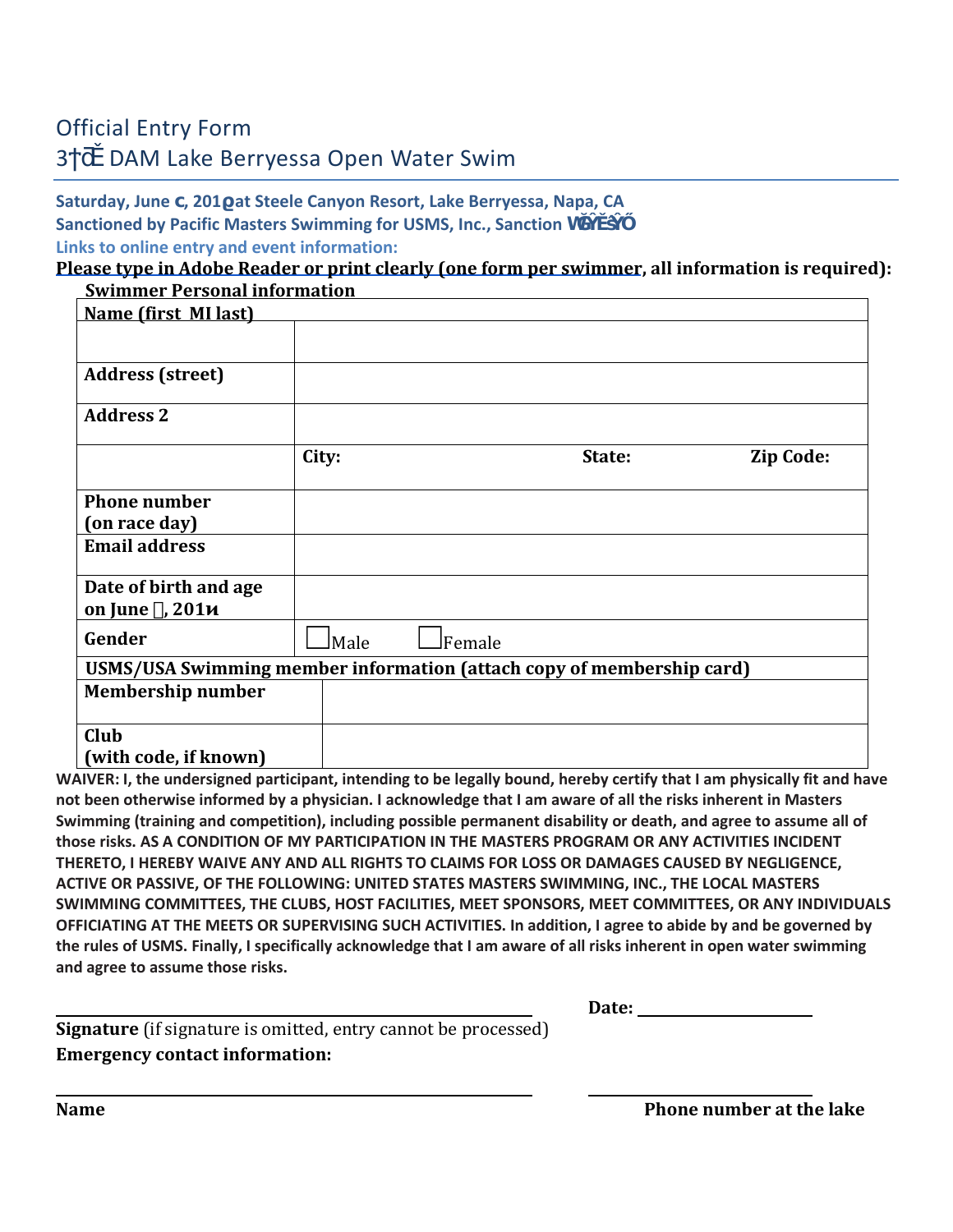# Official Entry Form
# 3†čĚ DAM Lake Berryessa Open Water Swim

**Saturday, June c, 201ϱ at Steele Canyon Resort, Lake Berryessa, Napa, CA**
**Sanctioned by Pacific Masters Swimming for USMS, Inc., Sanction VŎĞŶĔŜŶŐ**
**Links to online entry and event information:**

**Please type in Adobe Reader or print clearly (one form per swimmer, all information is required):**

**Swimmer Personal information**

| **Name (first MI last)** | | | |
|---|---|---|---|
| | | | |
| **Address (street)** | | | |
| **Address 2** | | | |
| | **City:** | **State:** | **Zip Code:** |
| **Phone number (on race day)** | | | |
| **Email address** | | | |
| **Date of birth and age on June , 201ϰ** | | | |
| **Gender** | ☐ Male | ☐ Female | |
| **USMS/USA Swimming member information (attach copy of membership card)** | | | |
| **Membership number** | | | |
| **Club (with code, if known)** | | | |

**WAIVER: I, the undersigned participant, intending to be legally bound, hereby certify that I am physically fit and have not been otherwise informed by a physician. I acknowledge that I am aware of all the risks inherent in Masters Swimming (training and competition), including possible permanent disability or death, and agree to assume all of those risks. AS A CONDITION OF MY PARTICIPATION IN THE MASTERS PROGRAM OR ANY ACTIVITIES INCIDENT THERETO, I HEREBY WAIVE ANY AND ALL RIGHTS TO CLAIMS FOR LOSS OR DAMAGES CAUSED BY NEGLIGENCE, ACTIVE OR PASSIVE, OF THE FOLLOWING: UNITED STATES MASTERS SWIMMING, INC., THE LOCAL MASTERS SWIMMING COMMITTEES, THE CLUBS, HOST FACILITIES, MEET SPONSORS, MEET COMMITTEES, OR ANY INDIVIDUALS OFFICIATING AT THE MEETS OR SUPERVISING SUCH ACTIVITIES. In addition, I agree to abide by and be governed by the rules of USMS. Finally, I specifically acknowledge that I am aware of all risks inherent in open water swimming and agree to assume those risks.**

________________________________________ **Date:** ____________________

**Signature** (if signature is omitted, entry cannot be processed)

**Emergency contact information:**

________________________________________ ____________________

**Name** **Phone number at the lake**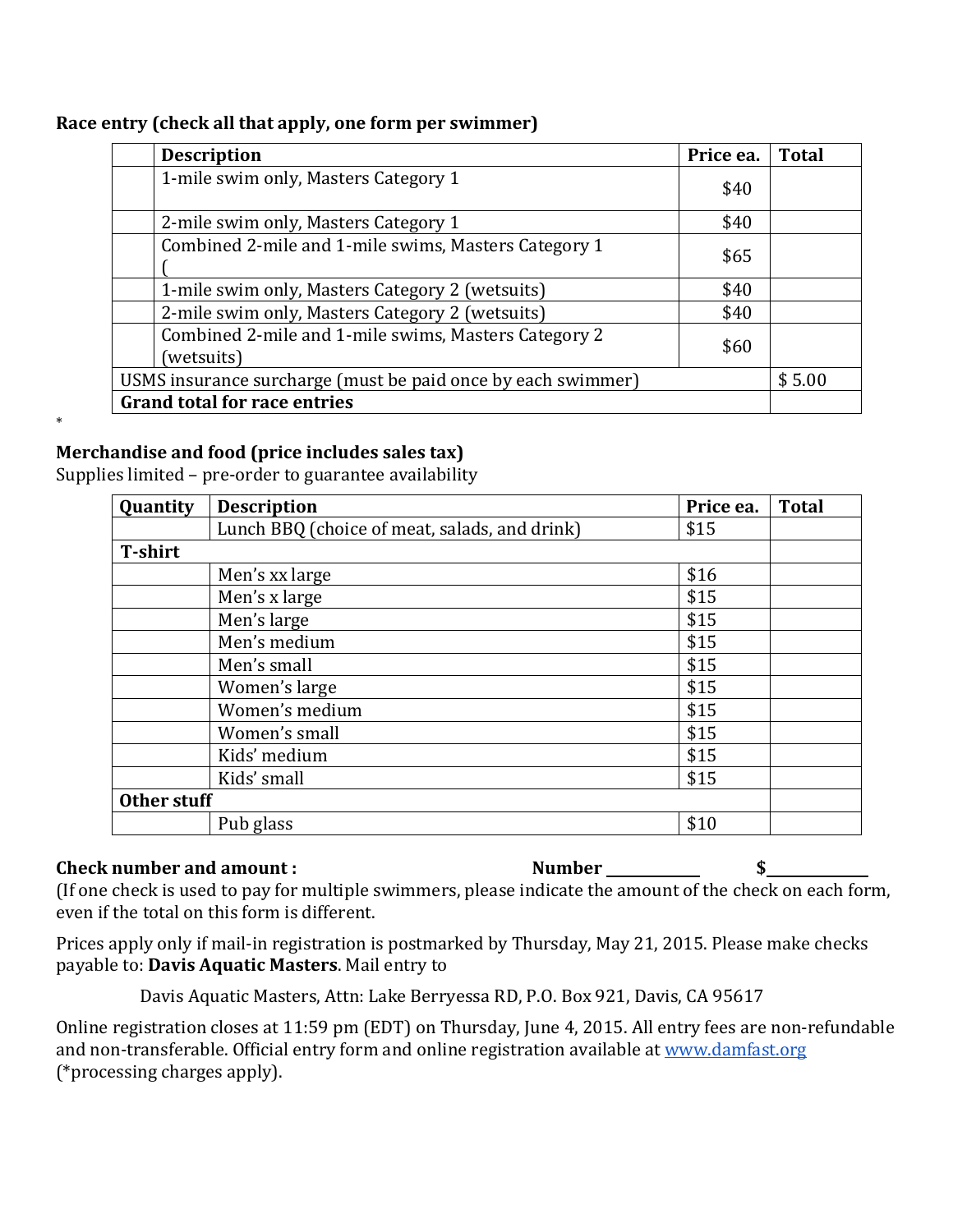**Race entry (check all that apply, one form per swimmer)**

| | Description | Price ea. | Total |
|---|---|---|---|
| | 1-mile swim only, Masters Category 1 | $40 | |
| | 2-mile swim only, Masters Category 1 | $40 | |
| | Combined 2-mile and 1-mile swims, Masters Category 1 ( | $65 | |
| | 1-mile swim only, Masters Category 2 (wetsuits) | $40 | |
| | 2-mile swim only, Masters Category 2 (wetsuits) | $40 | |
| | Combined 2-mile and 1-mile swims, Masters Category 2 (wetsuits) | $60 | |
| USMS insurance surcharge (must be paid once by each swimmer) | | | $ 5.00 |
| **Grand total for race entries** | | | |

*

**Merchandise and food (price includes sales tax)**

Supplies limited – pre-order to guarantee availability

| Quantity | Description | Price ea. | Total |
|---|---|---|---|
| | Lunch BBQ (choice of meat, salads, and drink) | $15 | |
| **T-shirt** | | | |
| | Men's xx large | $16 | |
| | Men's x large | $15 | |
| | Men's large | $15 | |
| | Men's medium | $15 | |
| | Men's small | $15 | |
| | Women's large | $15 | |
| | Women's medium | $15 | |
| | Women's small | $15 | |
| | Kids' medium | $15 | |
| | Kids' small | $15 | |
| **Other stuff** | | | |
| | Pub glass | $10 | |

**Check number and amount :** **Number** ___________ **$**___________

(If one check is used to pay for multiple swimmers, please indicate the amount of the check on each form, even if the total on this form is different.

Prices apply only if mail-in registration is postmarked by Thursday, May 21, 2015. Please make checks payable to: **Davis Aquatic Masters**. Mail entry to

Davis Aquatic Masters, Attn: Lake Berryessa RD, P.O. Box 921, Davis, CA 95617

Online registration closes at 11:59 pm (EDT) on Thursday, June 4, 2015. All entry fees are non-refundable and non-transferable. Official entry form and online registration available at www.damfast.org (*processing charges apply).